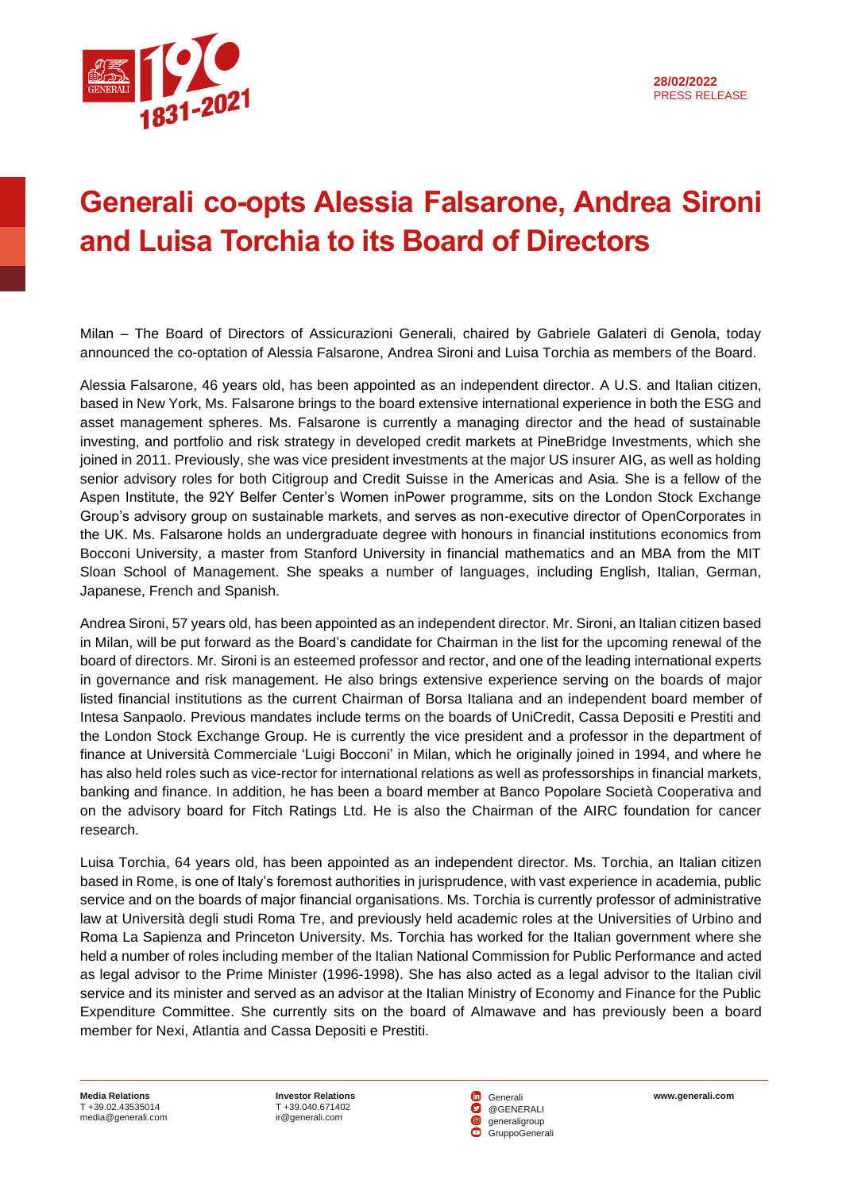28/02/2022
PRESS RELEASE

# Generali co-opts Alessia Falsarone, Andrea Sironi and Luisa Torchia to its Board of Directors

Milan – The Board of Directors of Assicurazioni Generali, chaired by Gabriele Galateri di Genola, today announced the co-optation of Alessia Falsarone, Andrea Sironi and Luisa Torchia as members of the Board.

Alessia Falsarone, 46 years old, has been appointed as an independent director. A U.S. and Italian citizen, based in New York, Ms. Falsarone brings to the board extensive international experience in both the ESG and asset management spheres. Ms. Falsarone is currently a managing director and the head of sustainable investing, and portfolio and risk strategy in developed credit markets at PineBridge Investments, which she joined in 2011. Previously, she was vice president investments at the major US insurer AIG, as well as holding senior advisory roles for both Citigroup and Credit Suisse in the Americas and Asia. She is a fellow of the Aspen Institute, the 92Y Belfer Center's Women inPower programme, sits on the London Stock Exchange Group's advisory group on sustainable markets, and serves as non-executive director of OpenCorporates in the UK. Ms. Falsarone holds an undergraduate degree with honours in financial institutions economics from Bocconi University, a master from Stanford University in financial mathematics and an MBA from the MIT Sloan School of Management. She speaks a number of languages, including English, Italian, German, Japanese, French and Spanish.

Andrea Sironi, 57 years old, has been appointed as an independent director. Mr. Sironi, an Italian citizen based in Milan, will be put forward as the Board's candidate for Chairman in the list for the upcoming renewal of the board of directors. Mr. Sironi is an esteemed professor and rector, and one of the leading international experts in governance and risk management. He also brings extensive experience serving on the boards of major listed financial institutions as the current Chairman of Borsa Italiana and an independent board member of Intesa Sanpaolo. Previous mandates include terms on the boards of UniCredit, Cassa Depositi e Prestiti and the London Stock Exchange Group. He is currently the vice president and a professor in the department of finance at Università Commerciale 'Luigi Bocconi' in Milan, which he originally joined in 1994, and where he has also held roles such as vice-rector for international relations as well as professorships in financial markets, banking and finance. In addition, he has been a board member at Banco Popolare Società Cooperativa and on the advisory board for Fitch Ratings Ltd. He is also the Chairman of the AIRC foundation for cancer research.

Luisa Torchia, 64 years old, has been appointed as an independent director. Ms. Torchia, an Italian citizen based in Rome, is one of Italy's foremost authorities in jurisprudence, with vast experience in academia, public service and on the boards of major financial organisations. Ms. Torchia is currently professor of administrative law at Università degli studi Roma Tre, and previously held academic roles at the Universities of Urbino and Roma La Sapienza and Princeton University. Ms. Torchia has worked for the Italian government where she held a number of roles including member of the Italian National Commission for Public Performance and acted as legal advisor to the Prime Minister (1996-1998). She has also acted as a legal advisor to the Italian civil service and its minister and served as an advisor at the Italian Ministry of Economy and Finance for the Public Expenditure Committee. She currently sits on the board of Almawave and has previously been a board member for Nexi, Atlantia and Cassa Depositi e Prestiti.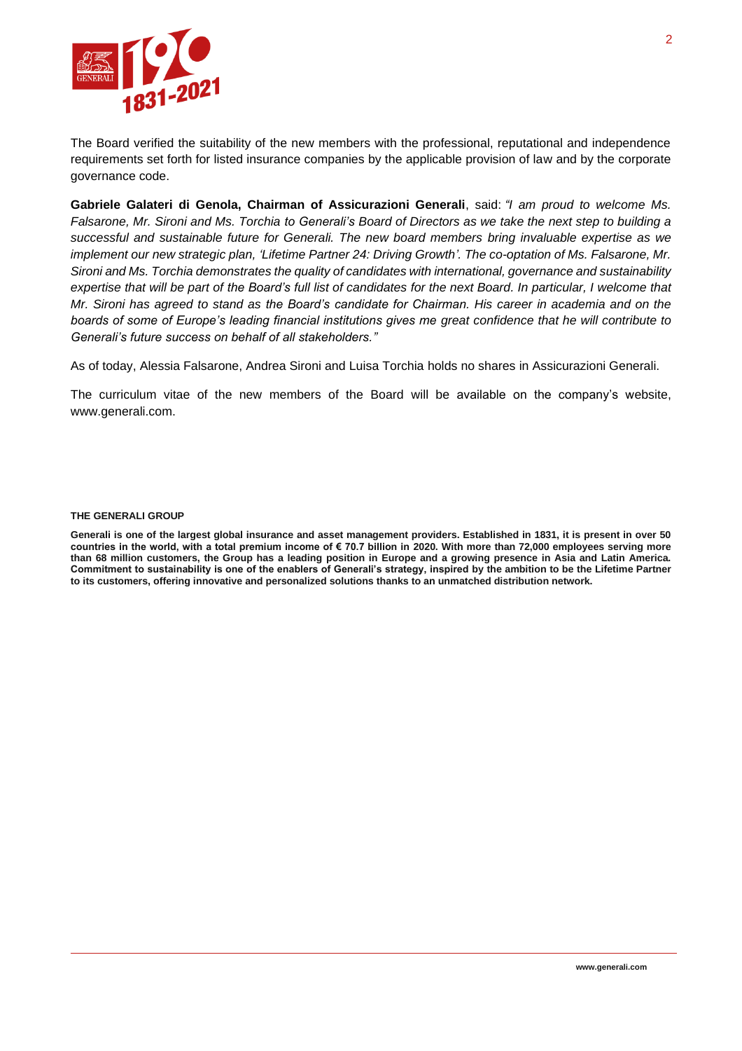The Board verified the suitability of the new members with the professional, reputational and independence requirements set forth for listed insurance companies by the applicable provision of law and by the corporate governance code.

**Gabriele Galateri di Genola, Chairman of Assicurazioni Generali**, said: *"I am proud to welcome Ms. Falsarone, Mr. Sironi and Ms. Torchia to Generali's Board of Directors as we take the next step to building a successful and sustainable future for Generali. The new board members bring invaluable expertise as we implement our new strategic plan, 'Lifetime Partner 24: Driving Growth'. The co-optation of Ms. Falsarone, Mr. Sironi and Ms. Torchia demonstrates the quality of candidates with international, governance and sustainability expertise that will be part of the Board's full list of candidates for the next Board. In particular, I welcome that Mr. Sironi has agreed to stand as the Board's candidate for Chairman. His career in academia and on the boards of some of Europe's leading financial institutions gives me great confidence that he will contribute to Generali's future success on behalf of all stakeholders."*

As of today, Alessia Falsarone, Andrea Sironi and Luisa Torchia holds no shares in Assicurazioni Generali.

The curriculum vitae of the new members of the Board will be available on the company's website, www.generali.com.

**THE GENERALI GROUP**

**Generali is one of the largest global insurance and asset management providers. Established in 1831, it is present in over 50 countries in the world, with a total premium income of € 70.7 billion in 2020. With more than 72,000 employees serving more than 68 million customers, the Group has a leading position in Europe and a growing presence in Asia and Latin America. Commitment to sustainability is one of the enablers of Generali's strategy, inspired by the ambition to be the Lifetime Partner to its customers, offering innovative and personalized solutions thanks to an unmatched distribution network.**